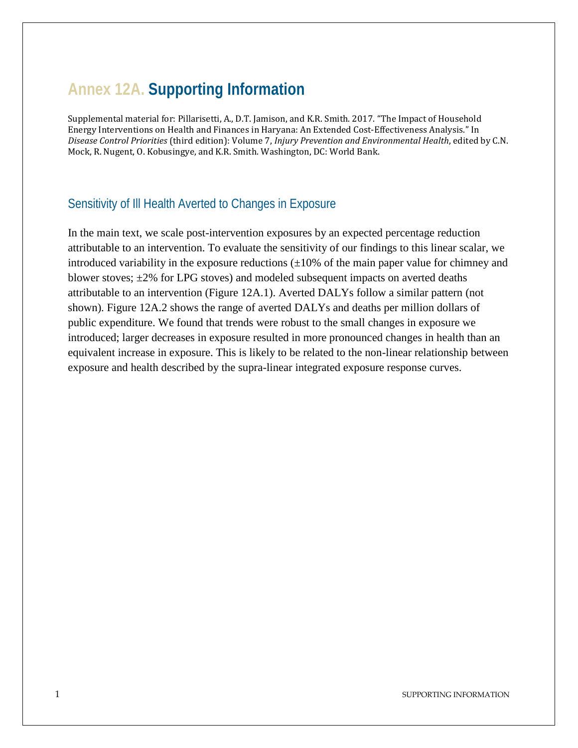# Annex 12A. Supporting Information

Supplemental material for: Pillarisetti, A., D.T. Jamison, and K.R. Smith. 2017. "The Impact of Household Energy Interventions on Health and Finances in Haryana: An Extended Cost-Effectiveness Analysis." In *Disease Control Priorities* (third edition): Volume 7, *Injury Prevention and Environmental Health*, edited by C.N. Mock, R. Nugent, O. Kobusingye, and K.R. Smith. Washington, DC: World Bank.

## Sensitivity of Ill Health Averted to Changes in Exposure

In the main text, we scale post-intervention exposures by an expected percentage reduction attributable to an intervention. To evaluate the sensitivity of our findings to this linear scalar, we introduced variability in the exposure reductions (±10% of the main paper value for chimney and blower stoves; ±2% for LPG stoves) and modeled subsequent impacts on averted deaths attributable to an intervention (Figure 12A.1). Averted DALYs follow a similar pattern (not shown). Figure 12A.2 shows the range of averted DALYs and deaths per million dollars of public expenditure. We found that trends were robust to the small changes in exposure we introduced; larger decreases in exposure resulted in more pronounced changes in health than an equivalent increase in exposure. This is likely to be related to the non-linear relationship between exposure and health described by the supra-linear integrated exposure response curves.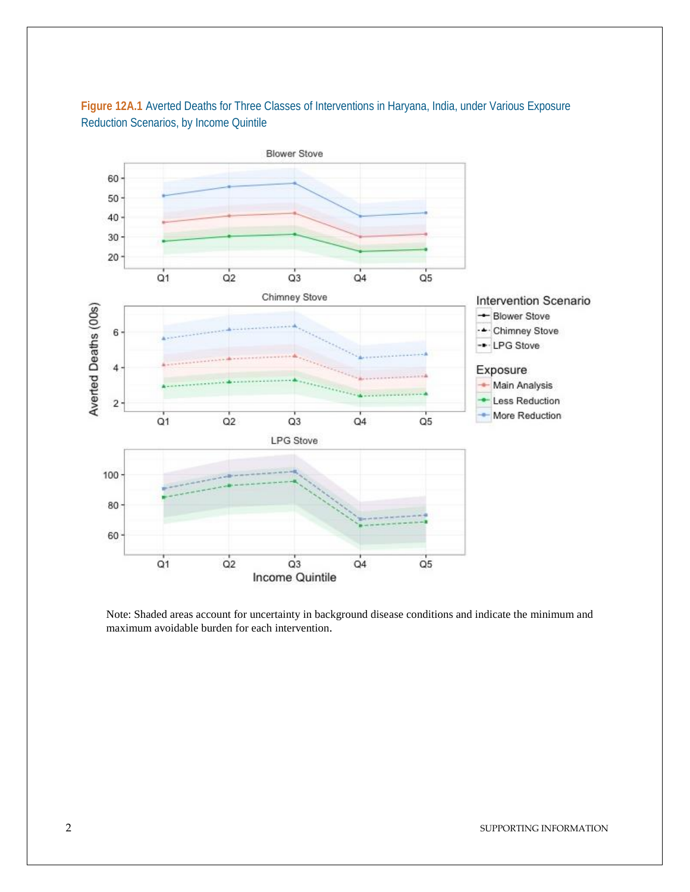**Figure 12A.1** Averted Deaths for Three Classes of Interventions in Haryana, India, under Various Exposure Reduction Scenarios, by Income Quintile

Note: Shaded areas account for uncertainty in background disease conditions and indicate the minimum and maximum avoidable burden for each intervention.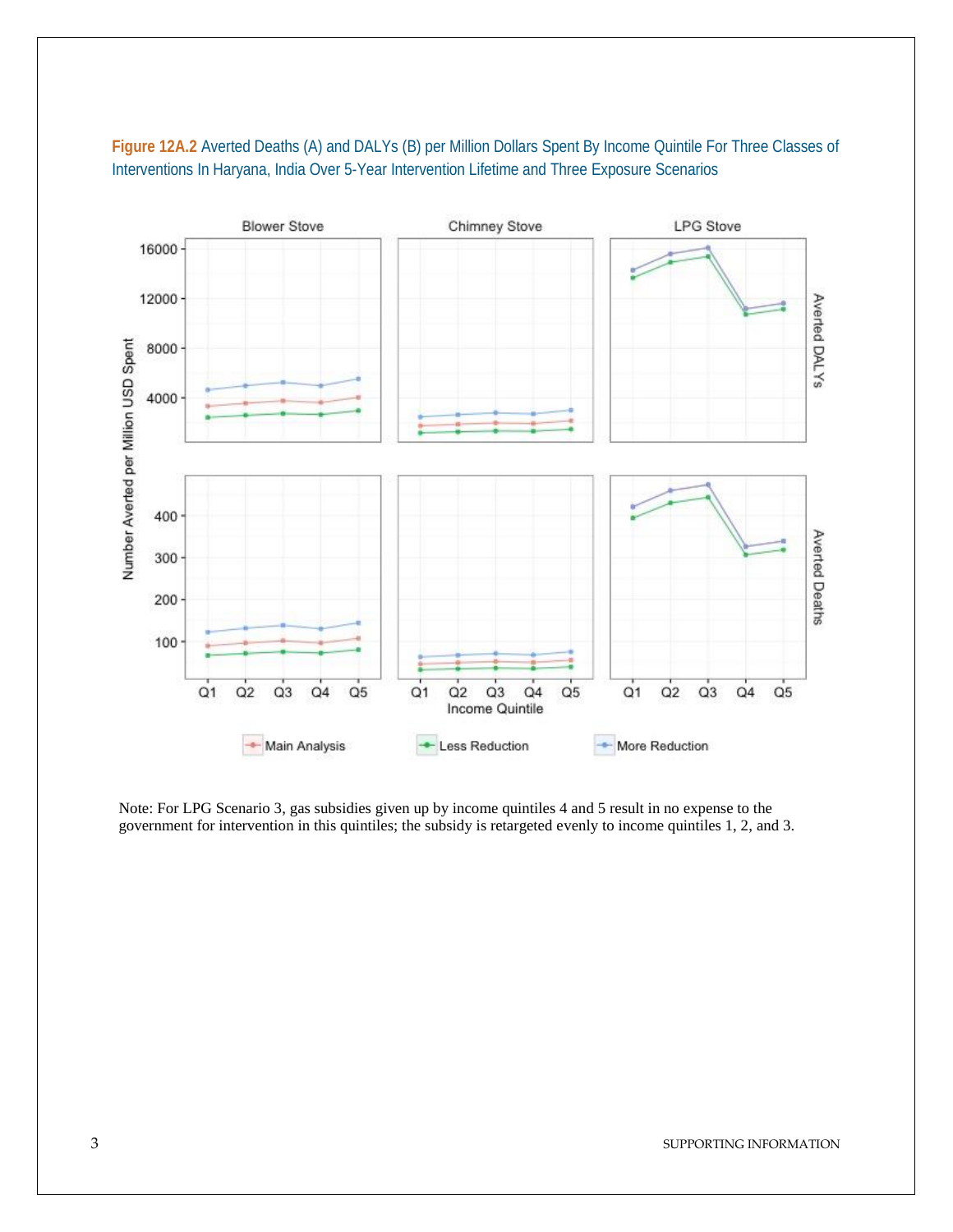**Figure 12A.2** Averted Deaths (A) and DALYs (B) per Million Dollars Spent By Income Quintile For Three Classes of Interventions In Haryana, India Over 5-Year Intervention Lifetime and Three Exposure Scenarios

Note: For LPG Scenario 3, gas subsidies given up by income quintiles 4 and 5 result in no expense to the government for intervention in this quintiles; the subsidy is retargeted evenly to income quintiles 1, 2, and 3.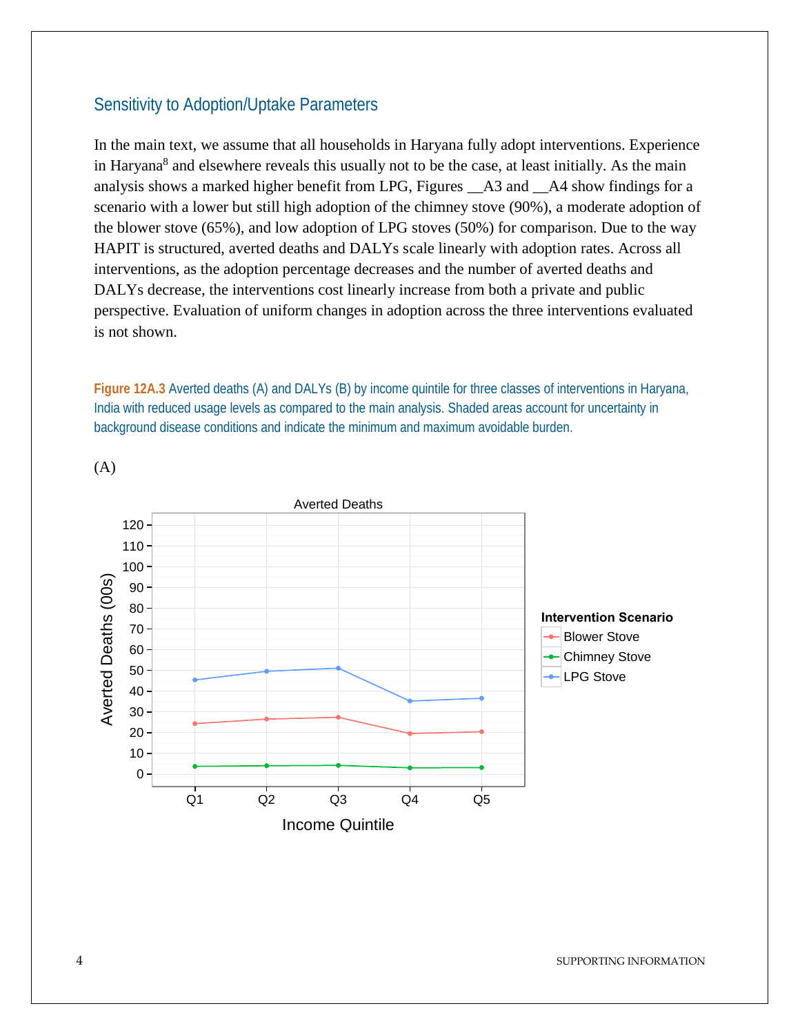## Sensitivity to Adoption/Uptake Parameters

In the main text, we assume that all households in Haryana fully adopt interventions. Experience in Haryana[8] and elsewhere reveals this usually not to be the case, at least initially. As the main analysis shows a marked higher benefit from LPG, Figures __A3 and __A4 show findings for a scenario with a lower but still high adoption of the chimney stove (90%), a moderate adoption of the blower stove (65%), and low adoption of LPG stoves (50%) for comparison. Due to the way HAPIT is structured, averted deaths and DALYs scale linearly with adoption rates. Across all interventions, as the adoption percentage decreases and the number of averted deaths and DALYs decrease, the interventions cost linearly increase from both a private and public perspective. Evaluation of uniform changes in adoption across the three interventions evaluated is not shown.

**Figure 12A.3** Averted deaths (A) and DALYs (B) by income quintile for three classes of interventions in Haryana, India with reduced usage levels as compared to the main analysis. Shaded areas account for uncertainty in background disease conditions and indicate the minimum and maximum avoidable burden.

(A)

Averted Deaths

Averted Deaths (00s)

Income Quintile

Intervention Scenario: Blower Stove, Chimney Stove, LPG Stove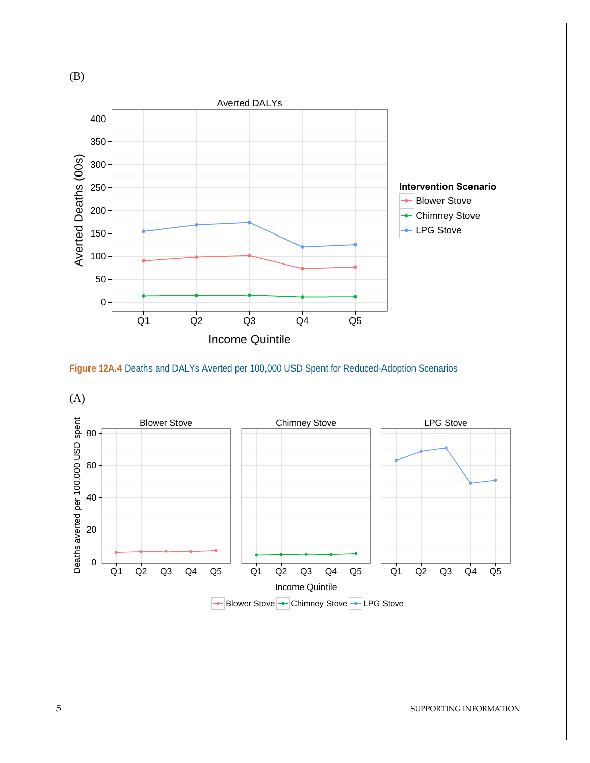(B)

Figure 12A.4 Deaths and DALYs Averted per 100,000 USD Spent for Reduced-Adoption Scenarios

(A)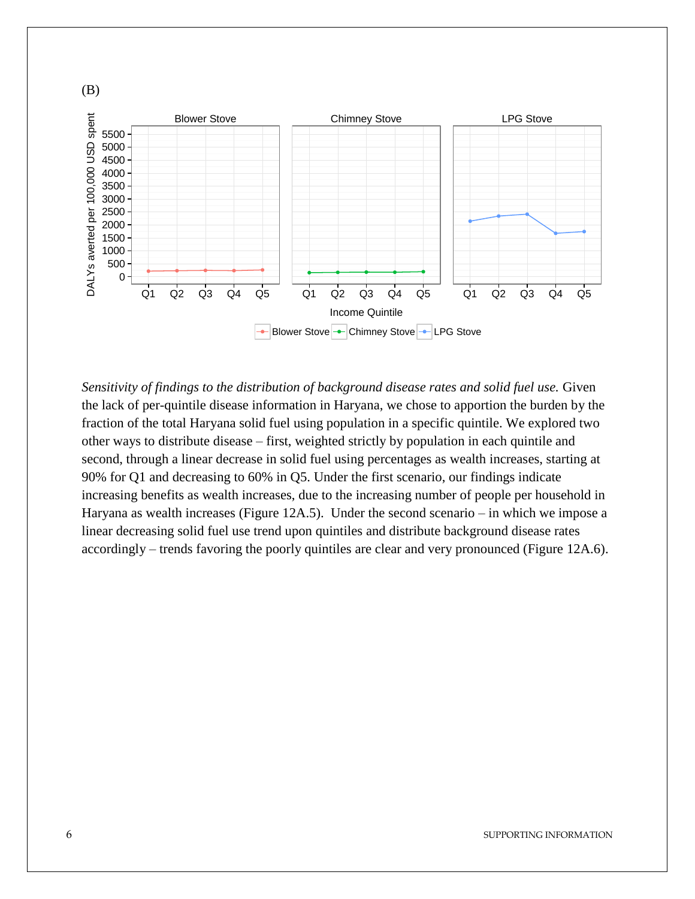(B)

Sensitivity of findings to the distribution of background disease rates and solid fuel use. Given the lack of per-quintile disease information in Haryana, we chose to apportion the burden by the fraction of the total Haryana solid fuel using population in a specific quintile. We explored two other ways to distribute disease – first, weighted strictly by population in each quintile and second, through a linear decrease in solid fuel using percentages as wealth increases, starting at 90% for Q1 and decreasing to 60% in Q5. Under the first scenario, our findings indicate increasing benefits as wealth increases, due to the increasing number of people per household in Haryana as wealth increases (Figure 12A.5). Under the second scenario – in which we impose a linear decreasing solid fuel use trend upon quintiles and distribute background disease rates accordingly – trends favoring the poorly quintiles are clear and very pronounced (Figure 12A.6).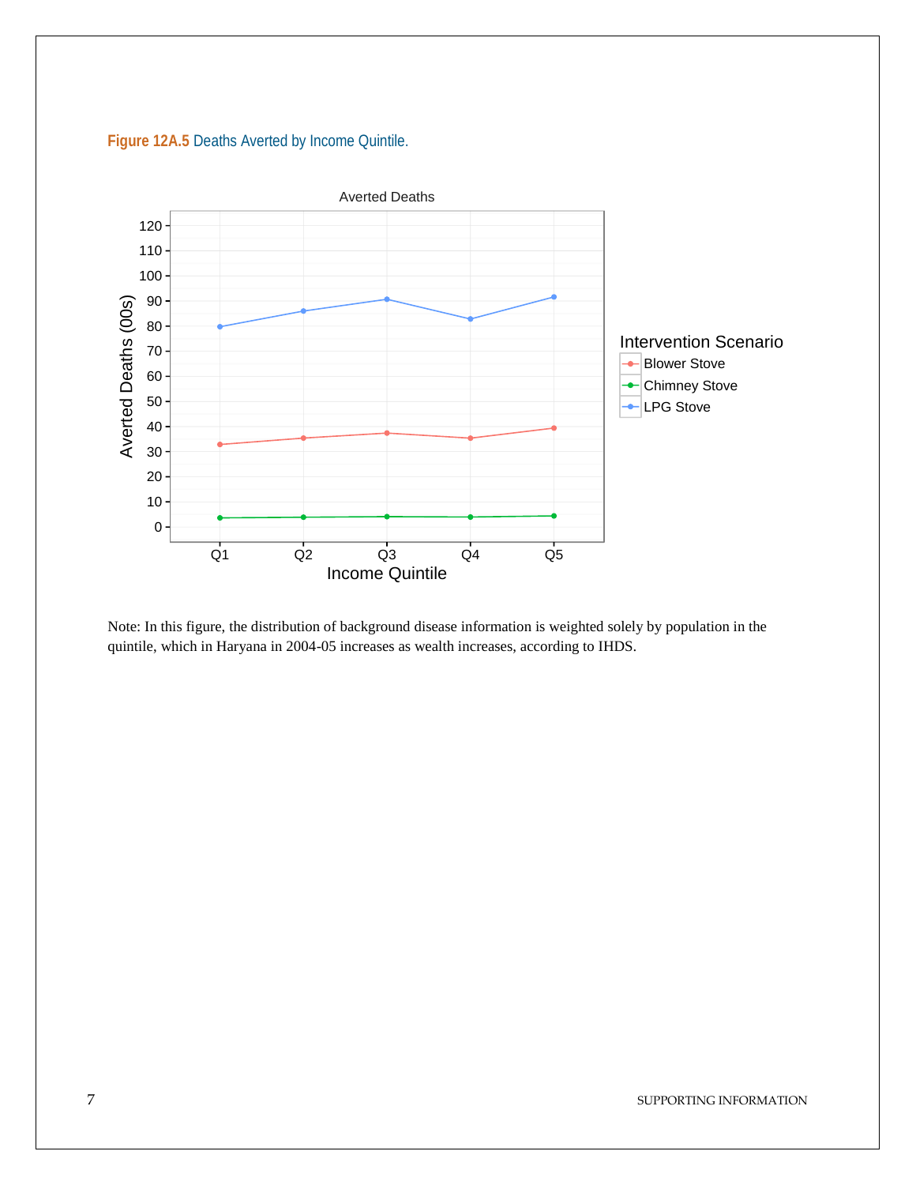**Figure 12A.5** Deaths Averted by Income Quintile.

Note: In this figure, the distribution of background disease information is weighted solely by population in the quintile, which in Haryana in 2004-05 increases as wealth increases, according to IHDS.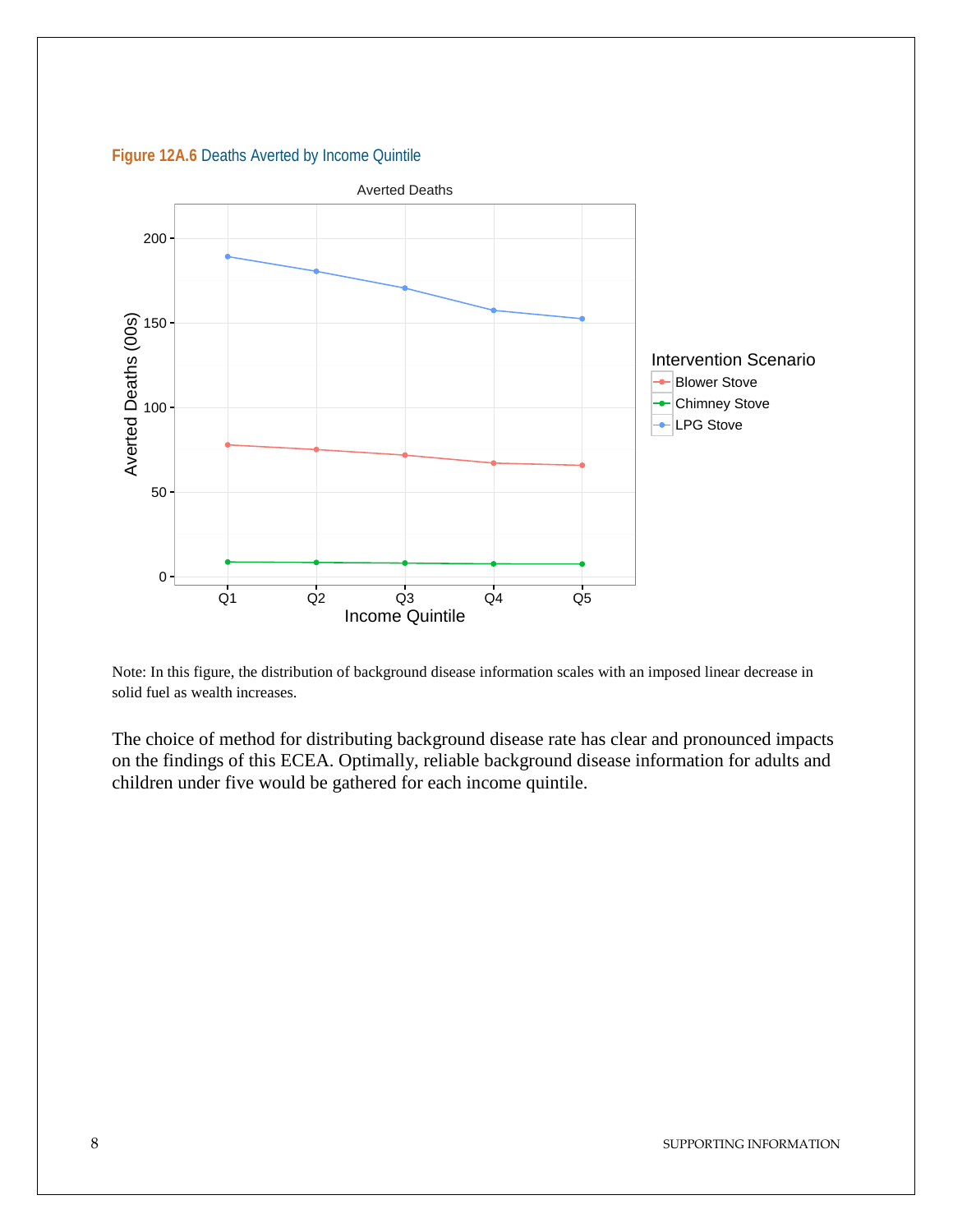**Figure 12A.6** Deaths Averted by Income Quintile

Note: In this figure, the distribution of background disease information scales with an imposed linear decrease in solid fuel as wealth increases.

The choice of method for distributing background disease rate has clear and pronounced impacts on the findings of this ECEA. Optimally, reliable background disease information for adults and children under five would be gathered for each income quintile.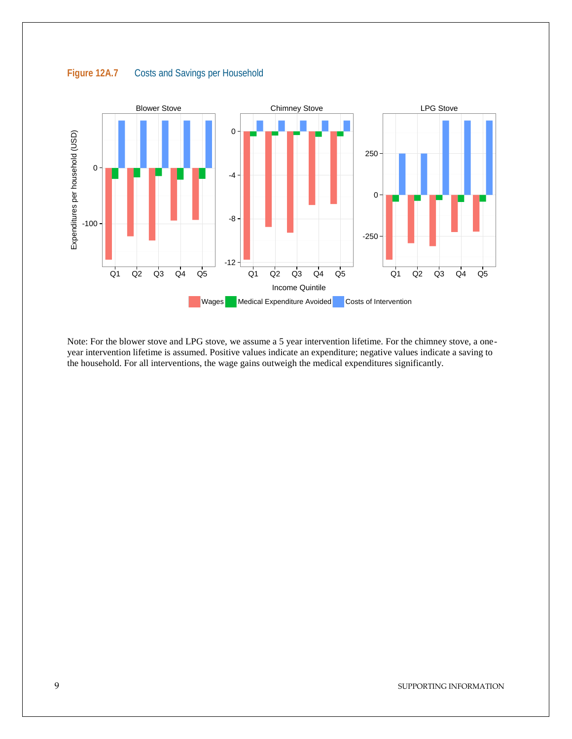**Figure 12A.7** Costs and Savings per Household

Blower Stove

Chimney Stove

LPG Stove

Expenditures per household (USD)

0

-100

0

-4

-8

-12

250

0

-250

Q1 Q2 Q3 Q4 Q5

Income Quintile

Wages Medical Expenditure Avoided Costs of Intervention

Note: For the blower stove and LPG stove, we assume a 5 year intervention lifetime. For the chimney stove, a one-year intervention lifetime is assumed. Positive values indicate an expenditure; negative values indicate a saving to the household. For all interventions, the wage gains outweigh the medical expenditures significantly.